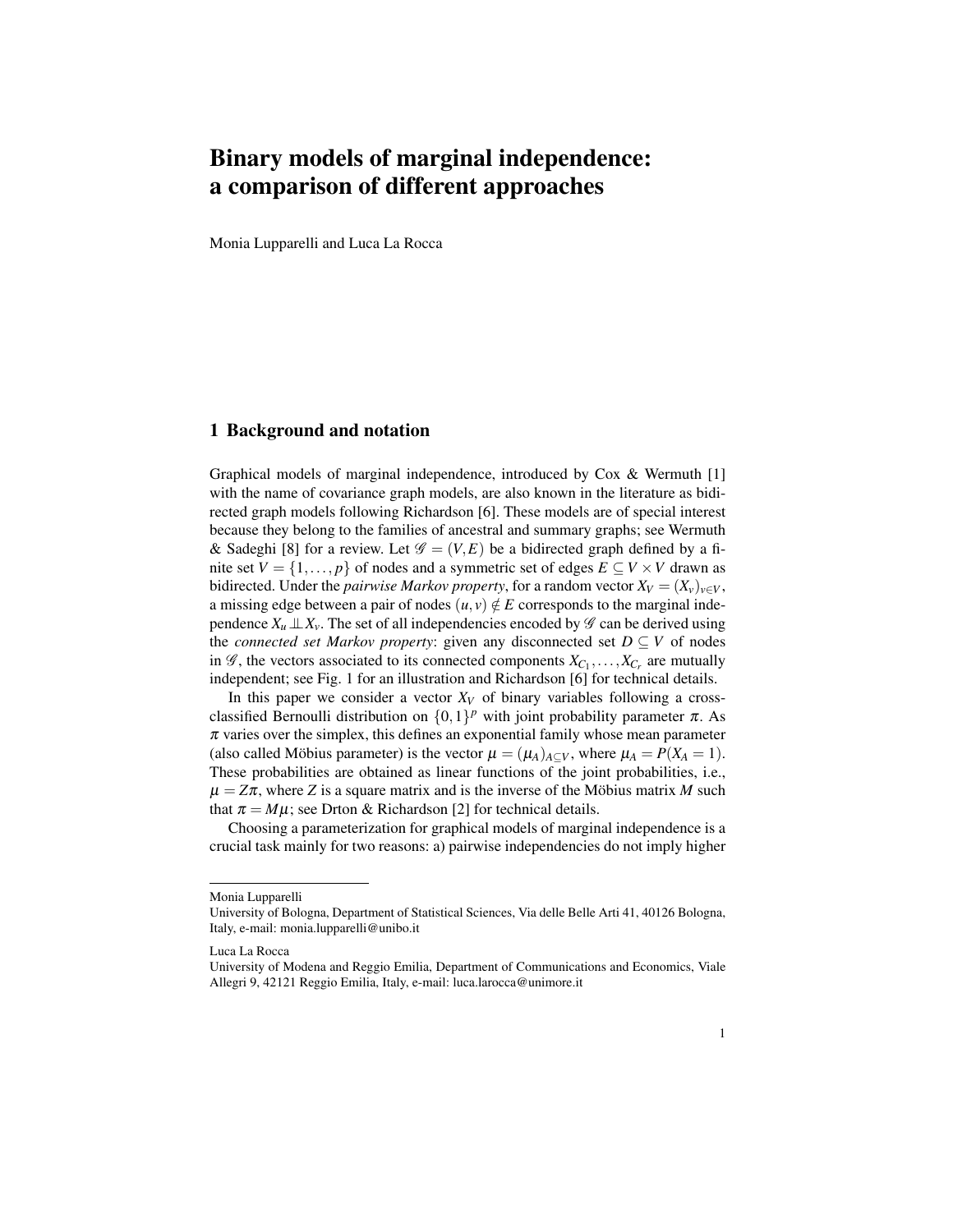# Binary models of marginal independence: a comparison of different approaches

Monia Lupparelli and Luca La Rocca

## 1 Background and notation

Graphical models of marginal independence, introduced by Cox & Wermuth [1] with the name of covariance graph models, are also known in the literature as bidirected graph models following Richardson [6]. These models are of special interest because they belong to the families of ancestral and summary graphs; see Wermuth & Sadeghi [8] for a review. Let $\mathscr{G} = (V, E)$ be a bidirected graph defined by a finite set $V = \{1, \ldots, p\}$ of nodes and a symmetric set of edges $E \subseteq V \times V$ drawn as bidirected. Under the *pairwise Markov property*, for a random vector $X_V = (X_v)_{v \in V}$, a missing edge between a pair of nodes $(u, v) \notin E$ corresponds to the marginal independence $X_u \perp\!\!\!\perp X_v$. The set of all independencies encoded by $\mathscr{G}$ can be derived using the *connected set Markov property*: given any disconnected set $D \subseteq V$ of nodes in $\mathscr{G}$, the vectors associated to its connected components $X_{C_1}, \ldots, X_{C_r}$ are mutually independent; see Fig. 1 for an illustration and Richardson [6] for technical details.

In this paper we consider a vector $X_V$ of binary variables following a cross-classified Bernoulli distribution on $\{0,1\}^p$ with joint probability parameter $\pi$. As $\pi$ varies over the simplex, this defines an exponential family whose mean parameter (also called Möbius parameter) is the vector $\mu = (\mu_A)_{A \subseteq V}$, where $\mu_A = P(X_A = 1)$. These probabilities are obtained as linear functions of the joint probabilities, i.e., $\mu = Z\pi$, where $Z$ is a square matrix and is the inverse of the Möbius matrix $M$ such that $\pi = M\mu$; see Drton & Richardson [2] for technical details.

Choosing a parameterization for graphical models of marginal independence is a crucial task mainly for two reasons: a) pairwise independencies do not imply higher

---

Monia Lupparelli
University of Bologna, Department of Statistical Sciences, Via delle Belle Arti 41, 40126 Bologna, Italy, e-mail: monia.lupparelli@unibo.it

Luca La Rocca
University of Modena and Reggio Emilia, Department of Communications and Economics, Viale Allegri 9, 42121 Reggio Emilia, Italy, e-mail: luca.larocca@unimore.it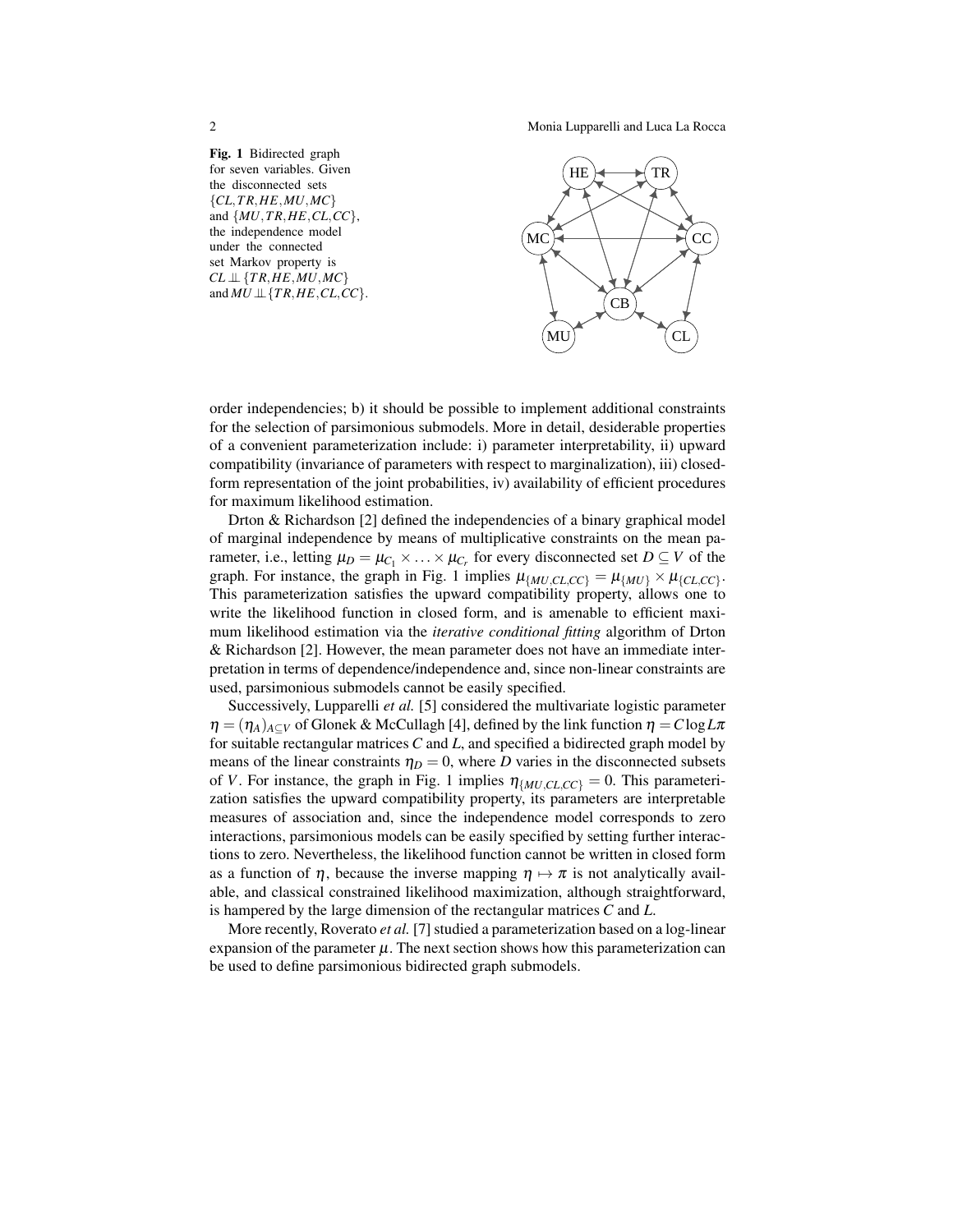**Fig. 1** Bidirected graph for seven variables. Given the disconnected sets $\{CL, TR, HE, MU, MC\}$ and $\{MU, TR, HE, CL, CC\}$, the independence model under the connected set Markov property is $CL \perp\!\!\!\perp \{TR, HE, MU, MC\}$ and $MU \perp\!\!\!\perp \{TR, HE, CL, CC\}$.

order independencies; b) it should be possible to implement additional constraints for the selection of parsimonious submodels. More in detail, desiderable properties of a convenient parameterization include: i) parameter interpretability, ii) upward compatibility (invariance of parameters with respect to marginalization), iii) closed-form representation of the joint probabilities, iv) availability of efficient procedures for maximum likelihood estimation.

Drton & Richardson [2] defined the independencies of a binary graphical model of marginal independence by means of multiplicative constraints on the mean parameter, i.e., letting $\mu_D = \mu_{C_1} \times \ldots \times \mu_{C_r}$ for every disconnected set $D \subseteq V$ of the graph. For instance, the graph in Fig. 1 implies $\mu_{\{MU,CL,CC\}} = \mu_{\{MU\}} \times \mu_{\{CL,CC\}}$. This parameterization satisfies the upward compatibility property, allows one to write the likelihood function in closed form, and is amenable to efficient maximum likelihood estimation via the *iterative conditional fitting* algorithm of Drton & Richardson [2]. However, the mean parameter does not have an immediate interpretation in terms of dependence/independence and, since non-linear constraints are used, parsimonious submodels cannot be easily specified.

Successively, Lupparelli *et al.* [5] considered the multivariate logistic parameter $\eta = (\eta_A)_{A \subseteq V}$ of Glonek & McCullagh [4], defined by the link function $\eta = C \log L\pi$ for suitable rectangular matrices $C$ and $L$, and specified a bidirected graph model by means of the linear constraints $\eta_D = 0$, where $D$ varies in the disconnected subsets of $V$. For instance, the graph in Fig. 1 implies $\eta_{\{MU,CL,CC\}} = 0$. This parameterization satisfies the upward compatibility property, its parameters are interpretable measures of association and, since the independence model corresponds to zero interactions, parsimonious models can be easily specified by setting further interactions to zero. Nevertheless, the likelihood function cannot be written in closed form as a function of $\eta$, because the inverse mapping $\eta \mapsto \pi$ is not analytically available, and classical constrained likelihood maximization, although straightforward, is hampered by the large dimension of the rectangular matrices $C$ and $L$.

More recently, Roverato *et al.* [7] studied a parameterization based on a log-linear expansion of the parameter $\mu$. The next section shows how this parameterization can be used to define parsimonious bidirected graph submodels.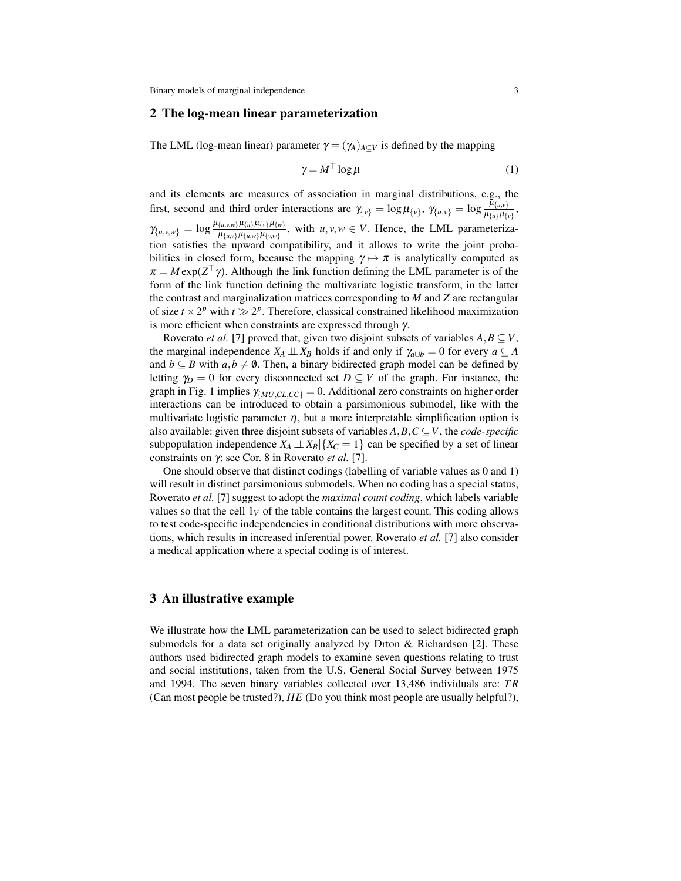## 2 The log-mean linear parameterization

The LML (log-mean linear) parameter $\gamma = (\gamma_A)_{A \subseteq V}$ is defined by the mapping

$$\gamma = M^\top \log \mu \tag{1}$$

and its elements are measures of association in marginal distributions, e.g., the first, second and third order interactions are $\gamma_{\{v\}} = \log \mu_{\{v\}}$, $\gamma_{\{u,v\}} = \log \frac{\mu_{\{u,v\}}}{\mu_{\{u\}}\mu_{\{v\}}}$, $\gamma_{\{u,v,w\}} = \log \frac{\mu_{\{u,v,w\}}\mu_{\{u\}}\mu_{\{v\}}\mu_{\{w\}}}{\mu_{\{u,v\}}\mu_{\{u,w\}}\mu_{\{v,w\}}}$, with $u,v,w \in V$. Hence, the LML parameterization satisfies the upward compatibility, and it allows to write the joint probabilities in closed form, because the mapping $\gamma \mapsto \pi$ is analytically computed as $\pi = M \exp(Z^\top \gamma)$. Although the link function defining the LML parameter is of the form of the link function defining the multivariate logistic transform, in the latter the contrast and marginalization matrices corresponding to $M$ and $Z$ are rectangular of size $t \times 2^p$ with $t \gg 2^p$. Therefore, classical constrained likelihood maximization is more efficient when constraints are expressed through $\gamma$.

Roverato *et al.* [7] proved that, given two disjoint subsets of variables $A, B \subseteq V$, the marginal independence $X_A \perp\!\!\!\perp X_B$ holds if and only if $\gamma_{a \cup b} = 0$ for every $a \subseteq A$ and $b \subseteq B$ with $a, b \neq \emptyset$. Then, a binary bidirected graph model can be defined by letting $\gamma_D = 0$ for every disconnected set $D \subseteq V$ of the graph. For instance, the graph in Fig. 1 implies $\gamma_{\{MU,CL,CC\}} = 0$. Additional zero constraints on higher order interactions can be introduced to obtain a parsimonious submodel, like with the multivariate logistic parameter $\eta$, but a more interpretable simplification option is also available: given three disjoint subsets of variables $A, B, C \subseteq V$, the *code-specific* subpopulation independence $X_A \perp\!\!\!\perp X_B | \{X_C = 1\}$ can be specified by a set of linear constraints on $\gamma$; see Cor. 8 in Roverato *et al.* [7].

One should observe that distinct codings (labelling of variable values as 0 and 1) will result in distinct parsimonious submodels. When no coding has a special status, Roverato *et al.* [7] suggest to adopt the *maximal count coding*, which labels variable values so that the cell $1_V$ of the table contains the largest count. This coding allows to test code-specific independencies in conditional distributions with more observations, which results in increased inferential power. Roverato *et al.* [7] also consider a medical application where a special coding is of interest.

## 3 An illustrative example

We illustrate how the LML parameterization can be used to select bidirected graph submodels for a data set originally analyzed by Drton & Richardson [2]. These authors used bidirected graph models to examine seven questions relating to trust and social institutions, taken from the U.S. General Social Survey between 1975 and 1994. The seven binary variables collected over 13,486 individuals are: $TR$ (Can most people be trusted?), $HE$ (Do you think most people are usually helpful?),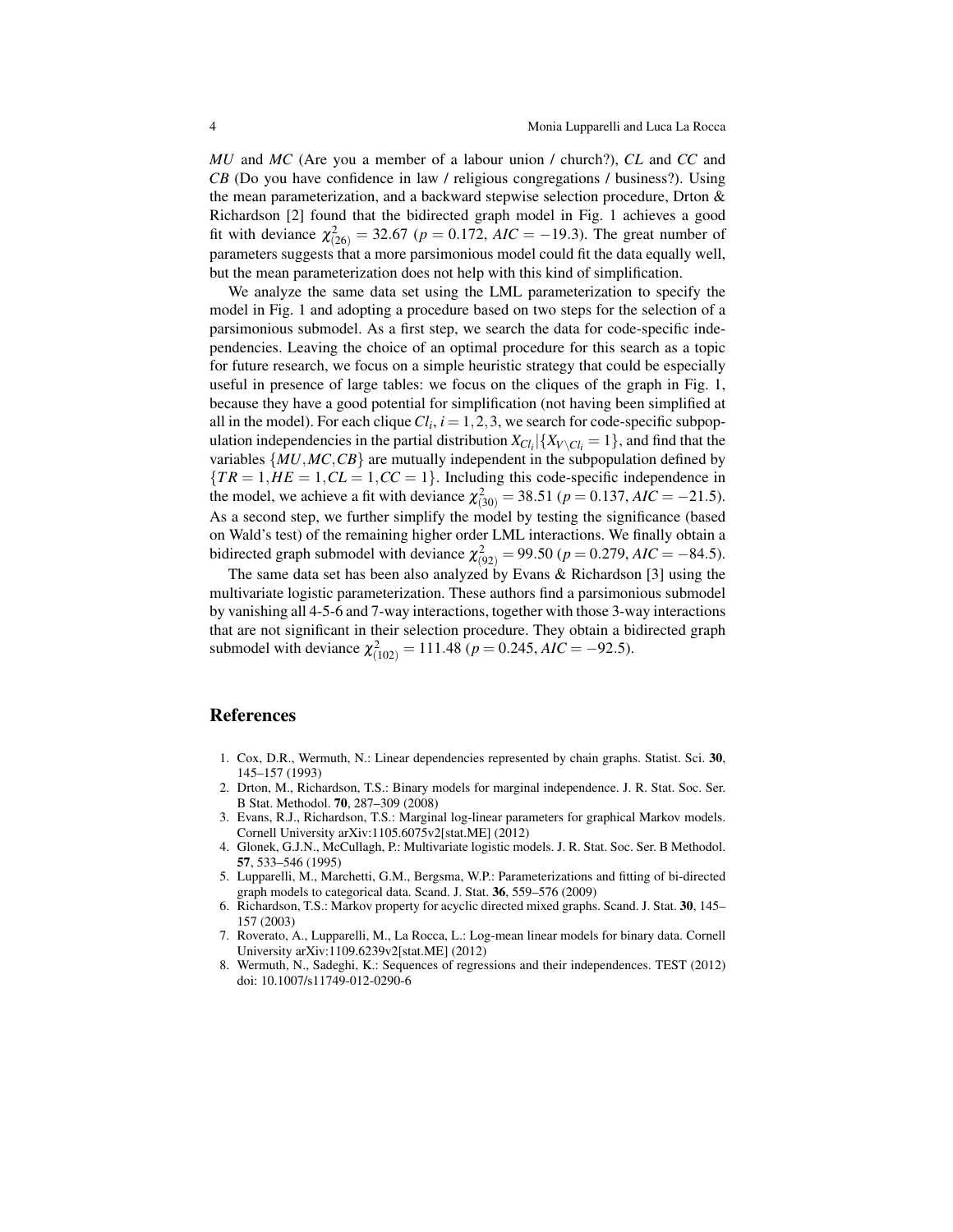*MU* and *MC* (Are you a member of a labour union / church?), *CL* and *CC* and *CB* (Do you have confidence in law / religious congregations / business?). Using the mean parameterization, and a backward stepwise selection procedure, Drton & Richardson [2] found that the bidirected graph model in Fig. 1 achieves a good fit with deviance $\chi^2_{(26)} = 32.67$ ($p = 0.172$, $AIC = -19.3$). The great number of parameters suggests that a more parsimonious model could fit the data equally well, but the mean parameterization does not help with this kind of simplification.

We analyze the same data set using the LML parameterization to specify the model in Fig. 1 and adopting a procedure based on two steps for the selection of a parsimonious submodel. As a first step, we search the data for code-specific independencies. Leaving the choice of an optimal procedure for this search as a topic for future research, we focus on a simple heuristic strategy that could be especially useful in presence of large tables: we focus on the cliques of the graph in Fig. 1, because they have a good potential for simplification (not having been simplified at all in the model). For each clique $Cl_i$, $i = 1,2,3$, we search for code-specific subpopulation independencies in the partial distribution $X_{Cl_i}|\{X_{V\setminus Cl_i} = 1\}$, and find that the variables $\{MU, MC, CB\}$ are mutually independent in the subpopulation defined by $\{TR = 1, HE = 1, CL = 1, CC = 1\}$. Including this code-specific independence in the model, we achieve a fit with deviance $\chi^2_{(30)} = 38.51$ ($p = 0.137$, $AIC = -21.5$). As a second step, we further simplify the model by testing the significance (based on Wald's test) of the remaining higher order LML interactions. We finally obtain a bidirected graph submodel with deviance $\chi^2_{(92)} = 99.50$ ($p = 0.279$, $AIC = -84.5$).

The same data set has been also analyzed by Evans & Richardson [3] using the multivariate logistic parameterization. These authors find a parsimonious submodel by vanishing all 4-5-6 and 7-way interactions, together with those 3-way interactions that are not significant in their selection procedure. They obtain a bidirected graph submodel with deviance $\chi^2_{(102)} = 111.48$ ($p = 0.245$, $AIC = -92.5$).

## References

1. Cox, D.R., Wermuth, N.: Linear dependencies represented by chain graphs. Statist. Sci. **30**, 145–157 (1993)
2. Drton, M., Richardson, T.S.: Binary models for marginal independence. J. R. Stat. Soc. Ser. B Stat. Methodol. **70**, 287–309 (2008)
3. Evans, R.J., Richardson, T.S.: Marginal log-linear parameters for graphical Markov models. Cornell University arXiv:1105.6075v2[stat.ME] (2012)
4. Glonek, G.J.N., McCullagh, P.: Multivariate logistic models. J. R. Stat. Soc. Ser. B Methodol. **57**, 533–546 (1995)
5. Lupparelli, M., Marchetti, G.M., Bergsma, W.P.: Parameterizations and fitting of bi-directed graph models to categorical data. Scand. J. Stat. **36**, 559–576 (2009)
6. Richardson, T.S.: Markov property for acyclic directed mixed graphs. Scand. J. Stat. **30**, 145–157 (2003)
7. Roverato, A., Lupparelli, M., La Rocca, L.: Log-mean linear models for binary data. Cornell University arXiv:1109.6239v2[stat.ME] (2012)
8. Wermuth, N., Sadeghi, K.: Sequences of regressions and their independences. TEST (2012) doi: 10.1007/s11749-012-0290-6